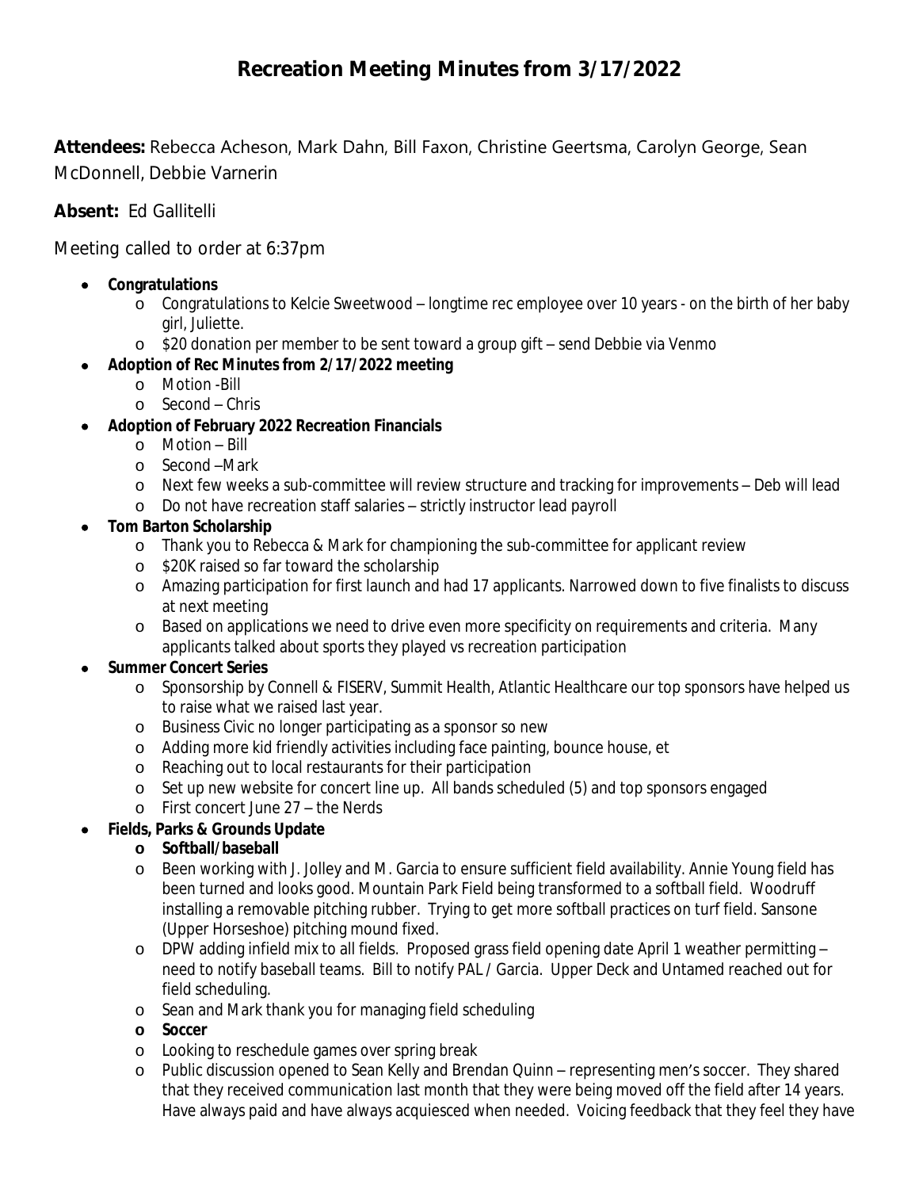# Recreation Meeting Minutes from 3/17/2022

**Attendees:** Rebecca Acheson, Mark Dahn, Bill Faxon, Christine Geertsma, Carolyn George, Sean McDonnell, Debbie Varnerin

**Absent:** Ed Gallitelli

Meeting called to order at 6:37pm

- **Congratulations**
  - Congratulations to Kelcie Sweetwood – longtime rec employee over 10 years - on the birth of her baby girl, Juliette.
  - $20 donation per member to be sent toward a group gift – send Debbie via Venmo
- **Adoption of Rec Minutes from 2/17/2022 meeting**
  - Motion -Bill
  - Second – Chris
- **Adoption of February 2022 Recreation Financials**
  - Motion – Bill
  - Second –Mark
  - Next few weeks a sub-committee will review structure and tracking for improvements – Deb will lead
  - Do not have recreation staff salaries – strictly instructor lead payroll
- **Tom Barton Scholarship**
  - Thank you to Rebecca & Mark for championing the sub-committee for applicant review
  - $20K raised so far toward the scholarship
  - Amazing participation for first launch and had 17 applicants. Narrowed down to five finalists to discuss at next meeting
  - Based on applications we need to drive even more specificity on requirements and criteria. Many applicants talked about sports they played vs recreation participation
- **Summer Concert Series**
  - Sponsorship by Connell & FISERV, Summit Health, Atlantic Healthcare our top sponsors have helped us to raise what we raised last year.
  - Business Civic no longer participating as a sponsor so new
  - Adding more kid friendly activities including face painting, bounce house, et
  - Reaching out to local restaurants for their participation
  - Set up new website for concert line up. All bands scheduled (5) and top sponsors engaged
  - First concert June 27 – the Nerds
- **Fields, Parks & Grounds Update**
  - **Softball/baseball**
  - Been working with J. Jolley and M. Garcia to ensure sufficient field availability. Annie Young field has been turned and looks good. Mountain Park Field being transformed to a softball field. Woodruff installing a removable pitching rubber. Trying to get more softball practices on turf field. Sansone (Upper Horseshoe) pitching mound fixed.
  - DPW adding infield mix to all fields. Proposed grass field opening date April 1 weather permitting – need to notify baseball teams. Bill to notify PAL / Garcia. Upper Deck and Untamed reached out for field scheduling.
  - Sean and Mark thank you for managing field scheduling
  - **Soccer**
  - Looking to reschedule games over spring break
  - Public discussion opened to Sean Kelly and Brendan Quinn – representing men's soccer. They shared that they received communication last month that they were being moved off the field after 14 years. Have always paid and have always acquiesced when needed. Voicing feedback that they feel they have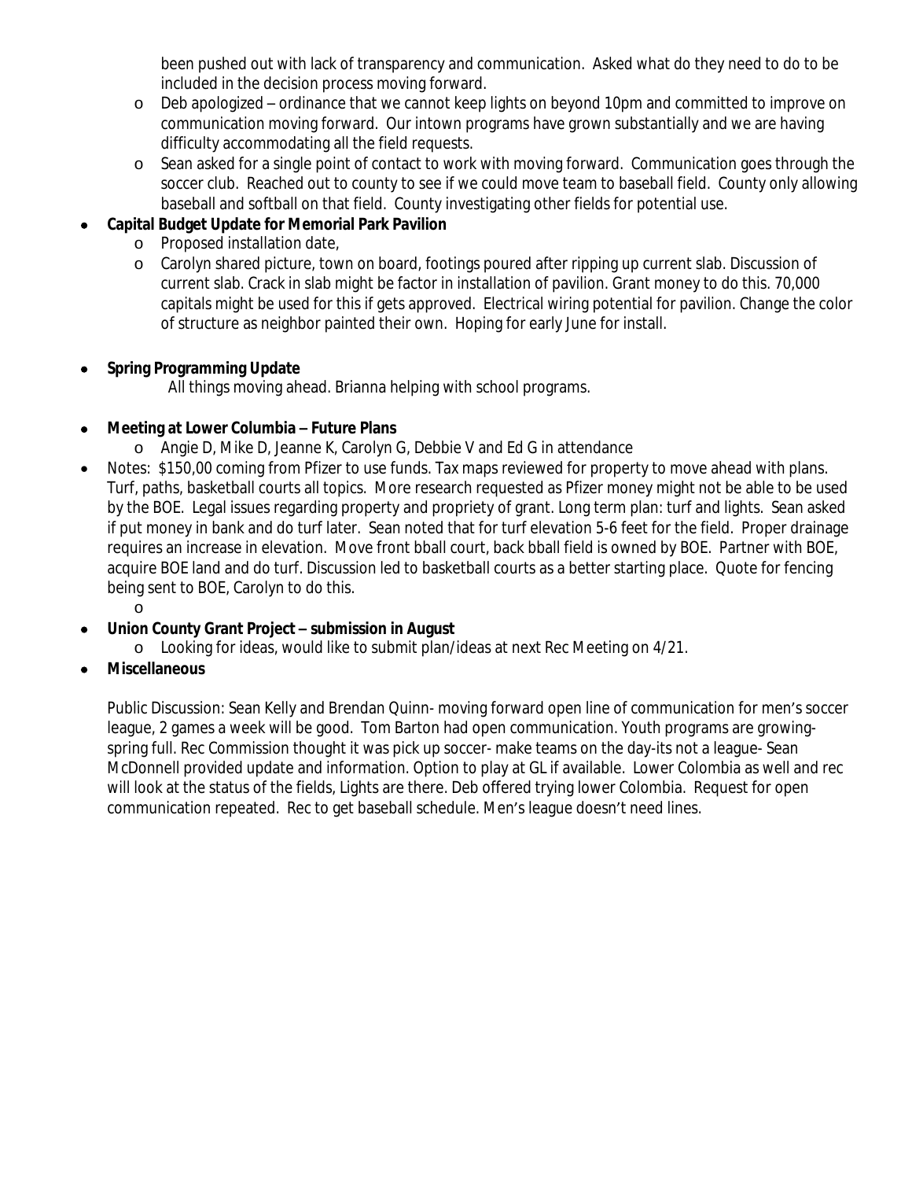been pushed out with lack of transparency and communication. Asked what do they need to do to be included in the decision process moving forward.

- Deb apologized – ordinance that we cannot keep lights on beyond 10pm and committed to improve on communication moving forward. Our intown programs have grown substantially and we are having difficulty accommodating all the field requests.
- Sean asked for a single point of contact to work with moving forward. Communication goes through the soccer club. Reached out to county to see if we could move team to baseball field. County only allowing baseball and softball on that field. County investigating other fields for potential use.

- **Capital Budget Update for Memorial Park Pavilion**
  - Proposed installation date,
  - Carolyn shared picture, town on board, footings poured after ripping up current slab. Discussion of current slab. Crack in slab might be factor in installation of pavilion. Grant money to do this. 70,000 capitals might be used for this if gets approved. Electrical wiring potential for pavilion. Change the color of structure as neighbor painted their own. Hoping for early June for install.

- **Spring Programming Update**

  All things moving ahead. Brianna helping with school programs.

- **Meeting at Lower Columbia – Future Plans**
  - Angie D, Mike D, Jeanne K, Carolyn G, Debbie V and Ed G in attendance
- Notes: $150,00 coming from Pfizer to use funds. Tax maps reviewed for property to move ahead with plans. Turf, paths, basketball courts all topics. More research requested as Pfizer money might not be able to be used by the BOE. Legal issues regarding property and propriety of grant. Long term plan: turf and lights. Sean asked if put money in bank and do turf later. Sean noted that for turf elevation 5-6 feet for the field. Proper drainage requires an increase in elevation. Move front bball court, back bball field is owned by BOE. Partner with BOE, acquire BOE land and do turf. Discussion led to basketball courts as a better starting place. Quote for fencing being sent to BOE, Carolyn to do this.
  - 
- **Union County Grant Project – submission in August**
  - Looking for ideas, would like to submit plan/ideas at next Rec Meeting on 4/21.
- **Miscellaneous**

Public Discussion: Sean Kelly and Brendan Quinn- moving forward open line of communication for men's soccer league, 2 games a week will be good. Tom Barton had open communication. Youth programs are growing-spring full. Rec Commission thought it was pick up soccer- make teams on the day-its not a league- Sean McDonnell provided update and information. Option to play at GL if available. Lower Colombia as well and rec will look at the status of the fields, Lights are there. Deb offered trying lower Colombia. Request for open communication repeated. Rec to get baseball schedule. Men's league doesn't need lines.